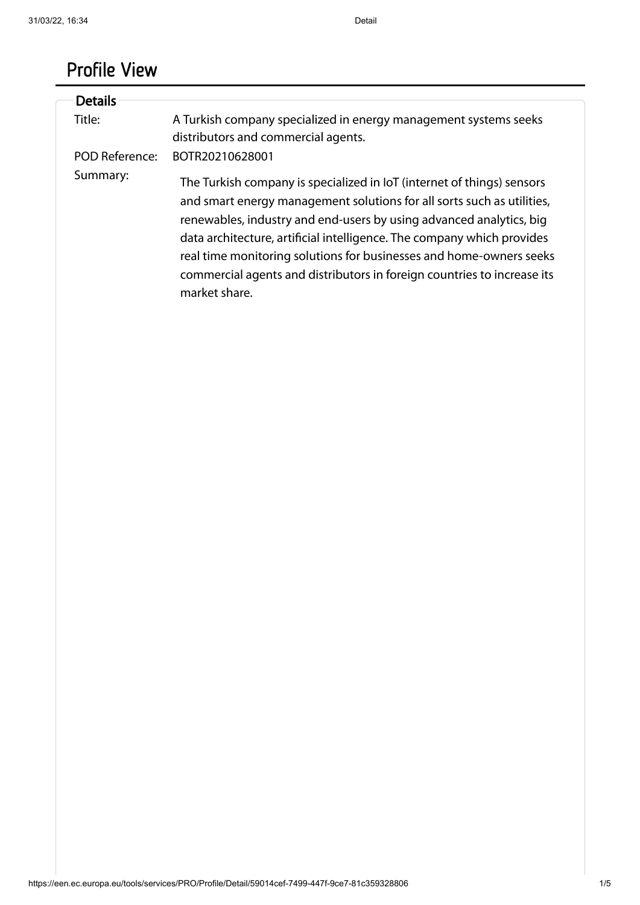# Profile View

## Details

| | |
|---|---|
| Title: | A Turkish company specialized in energy management systems seeks distributors and commercial agents. |
| POD Reference: | BOTR20210628001 |
| Summary: | The Turkish company is specialized in IoT (internet of things) sensors and smart energy management solutions for all sorts such as utilities, renewables, industry and end-users by using advanced analytics, big data architecture, artificial intelligence. The company which provides real time monitoring solutions for businesses and home-owners seeks commercial agents and distributors in foreign countries to increase its market share. |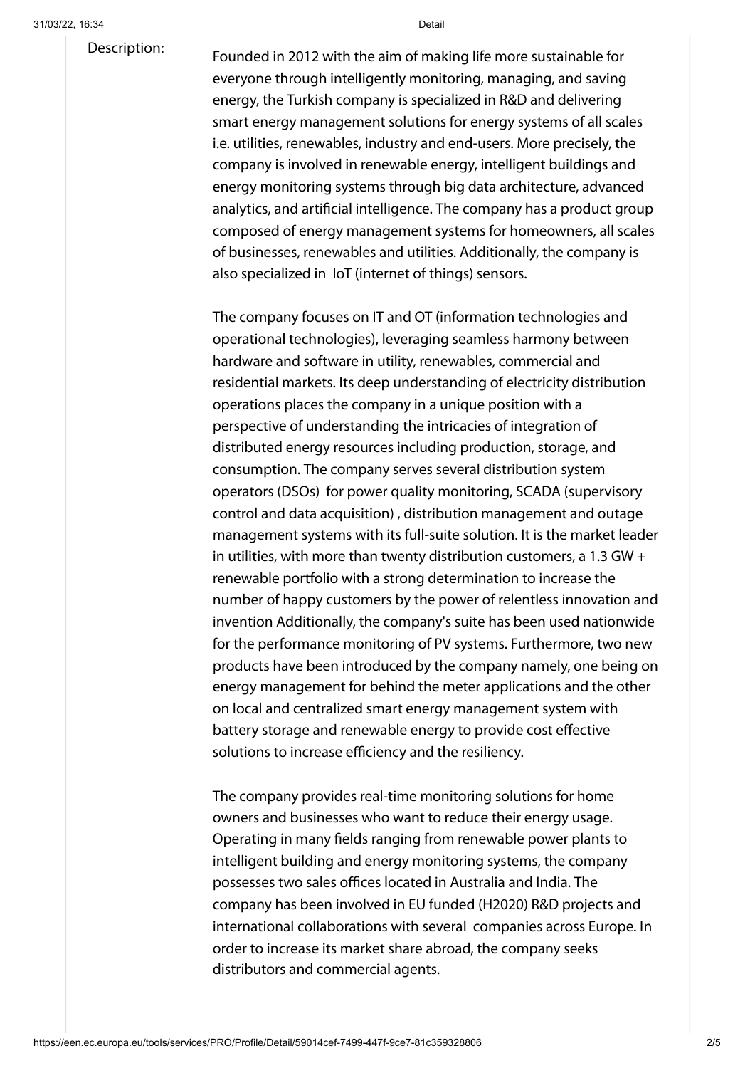Description:

Founded in 2012 with the aim of making life more sustainable for everyone through intelligently monitoring, managing, and saving energy, the Turkish company is specialized in R&D and delivering smart energy management solutions for energy systems of all scales i.e. utilities, renewables, industry and end-users. More precisely, the company is involved in renewable energy, intelligent buildings and energy monitoring systems through big data architecture, advanced analytics, and artificial intelligence. The company has a product group composed of energy management systems for homeowners, all scales of businesses, renewables and utilities. Additionally, the company is also specialized in IoT (internet of things) sensors.

The company focuses on IT and OT (information technologies and operational technologies), leveraging seamless harmony between hardware and software in utility, renewables, commercial and residential markets. Its deep understanding of electricity distribution operations places the company in a unique position with a perspective of understanding the intricacies of integration of distributed energy resources including production, storage, and consumption. The company serves several distribution system operators (DSOs) for power quality monitoring, SCADA (supervisory control and data acquisition) , distribution management and outage management systems with its full-suite solution. It is the market leader in utilities, with more than twenty distribution customers, a 1.3 GW + renewable portfolio with a strong determination to increase the number of happy customers by the power of relentless innovation and invention Additionally, the company's suite has been used nationwide for the performance monitoring of PV systems. Furthermore, two new products have been introduced by the company namely, one being on energy management for behind the meter applications and the other on local and centralized smart energy management system with battery storage and renewable energy to provide cost effective solutions to increase efficiency and the resiliency.

The company provides real-time monitoring solutions for home owners and businesses who want to reduce their energy usage. Operating in many fields ranging from renewable power plants to intelligent building and energy monitoring systems, the company possesses two sales offices located in Australia and India. The company has been involved in EU funded (H2020) R&D projects and international collaborations with several companies across Europe. In order to increase its market share abroad, the company seeks distributors and commercial agents.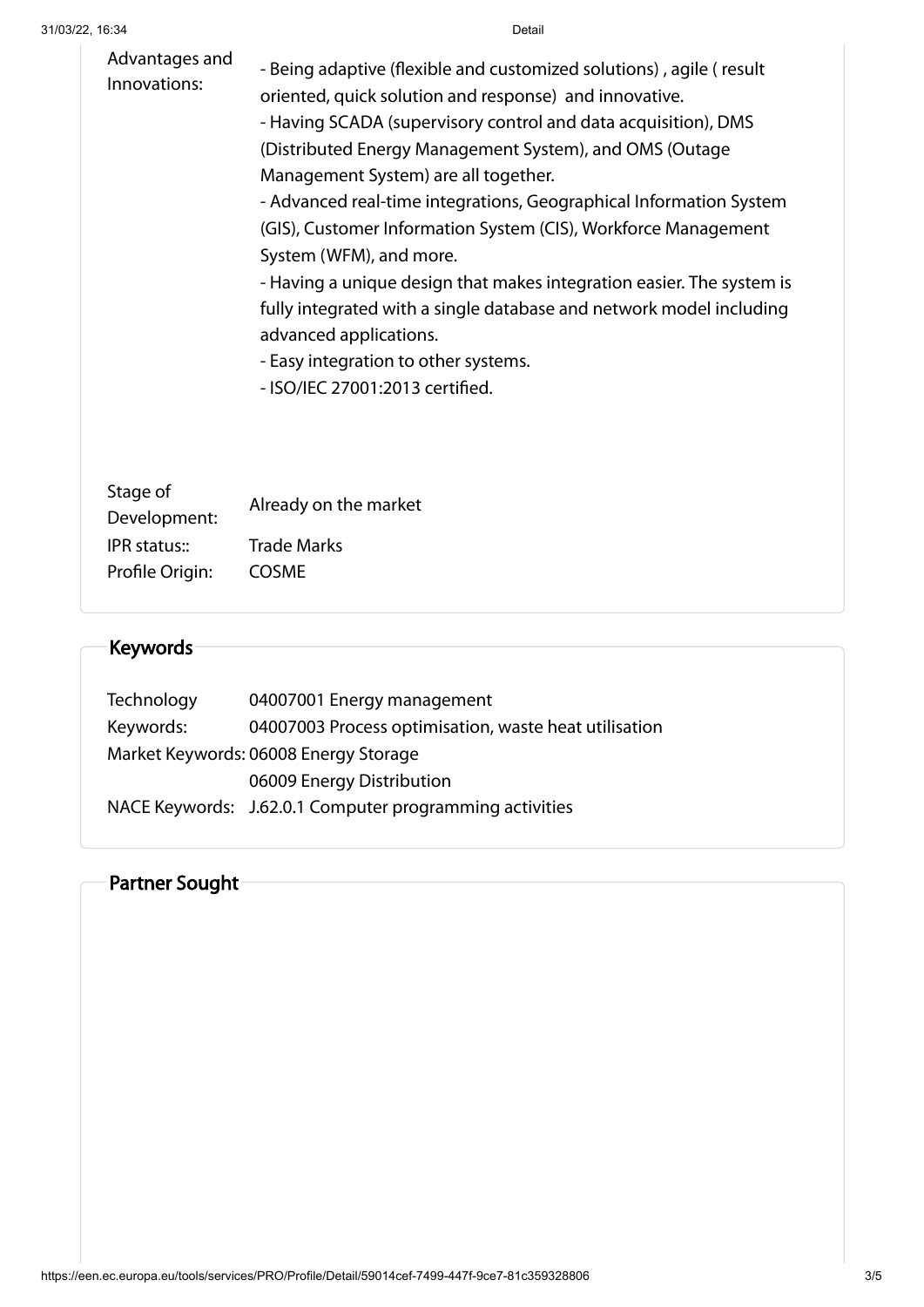| | |
|---|---|
| Advantages and Innovations: | - Being adaptive (flexible and customized solutions) , agile ( result oriented, quick solution and response) and innovative.<br>- Having SCADA (supervisory control and data acquisition), DMS (Distributed Energy Management System), and OMS (Outage Management System) are all together.<br>- Advanced real-time integrations, Geographical Information System (GIS), Customer Information System (CIS), Workforce Management System (WFM), and more.<br>- Having a unique design that makes integration easier. The system is fully integrated with a single database and network model including advanced applications.<br>- Easy integration to other systems.<br>- ISO/IEC 27001:2013 certified. |
| Stage of Development: | Already on the market |
| IPR status:: | Trade Marks |
| Profile Origin: | COSME |

## Keywords

| | |
|---|---|
| Technology Keywords: | 04007001 Energy management<br>04007003 Process optimisation, waste heat utilisation |
| Market Keywords: | 06008 Energy Storage<br>06009 Energy Distribution |
| NACE Keywords: | J.62.0.1 Computer programming activities |

## Partner Sought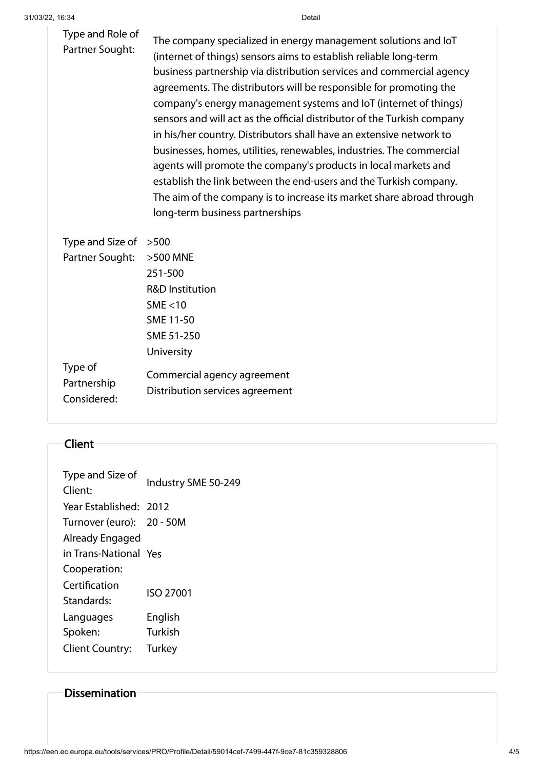| | |
|---|---|
| Type and Role of Partner Sought: | The company specialized in energy management solutions and IoT (internet of things) sensors aims to establish reliable long-term business partnership via distribution services and commercial agency agreements. The distributors will be responsible for promoting the company's energy management systems and IoT (internet of things) sensors and will act as the official distributor of the Turkish company in his/her country. Distributors shall have an extensive network to businesses, homes, utilities, renewables, industries. The commercial agents will promote the company's products in local markets and establish the link between the end-users and the Turkish company. The aim of the company is to increase its market share abroad through long-term business partnerships |
| Type and Size of Partner Sought: | >500<br>>500 MNE<br>251-500<br>R&D Institution<br>SME <10<br>SME 11-50<br>SME 51-250<br>University |
| Type of Partnership Considered: | Commercial agency agreement<br>Distribution services agreement |

## Client

| | |
|---|---|
| Type and Size of Client: | Industry SME 50-249 |
| Year Established: | 2012 |
| Turnover (euro): | 20 - 50M |
| Already Engaged in Trans-National Cooperation: | Yes |
| Certification Standards: | ISO 27001 |
| Languages Spoken: | English<br>Turkish |
| Client Country: | Turkey |

## Dissemination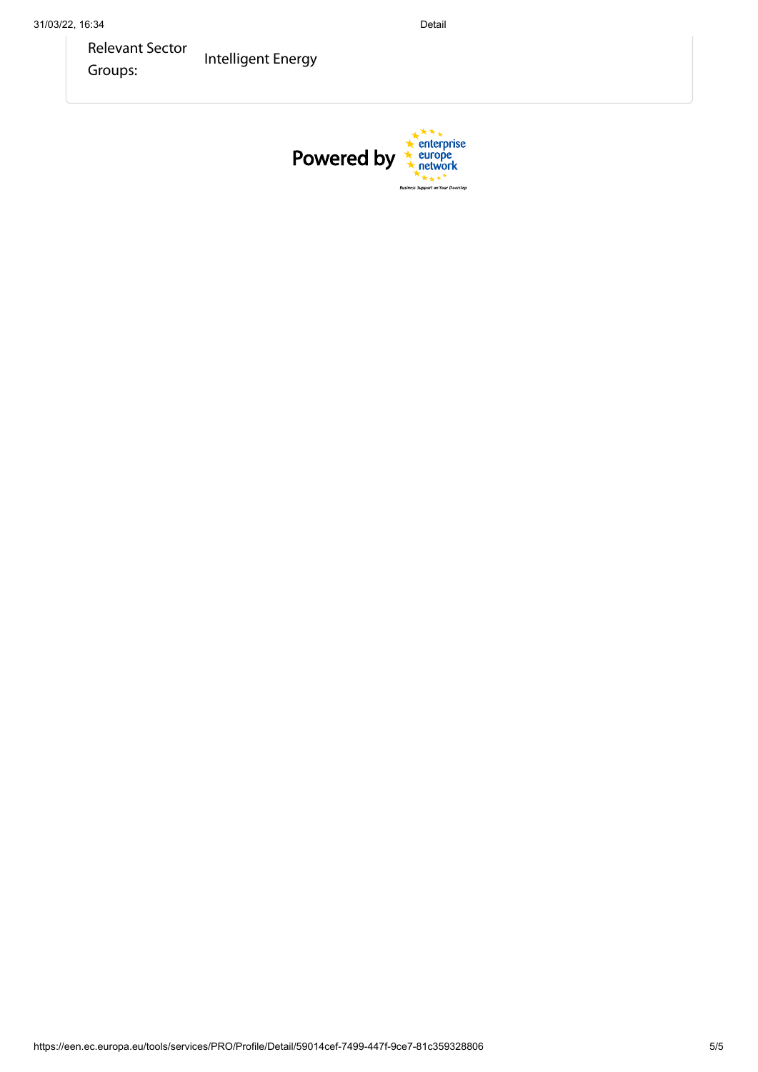| | |
|---|---|
| Relevant Sector Groups: | Intelligent Energy |

Powered by enterprise europe network